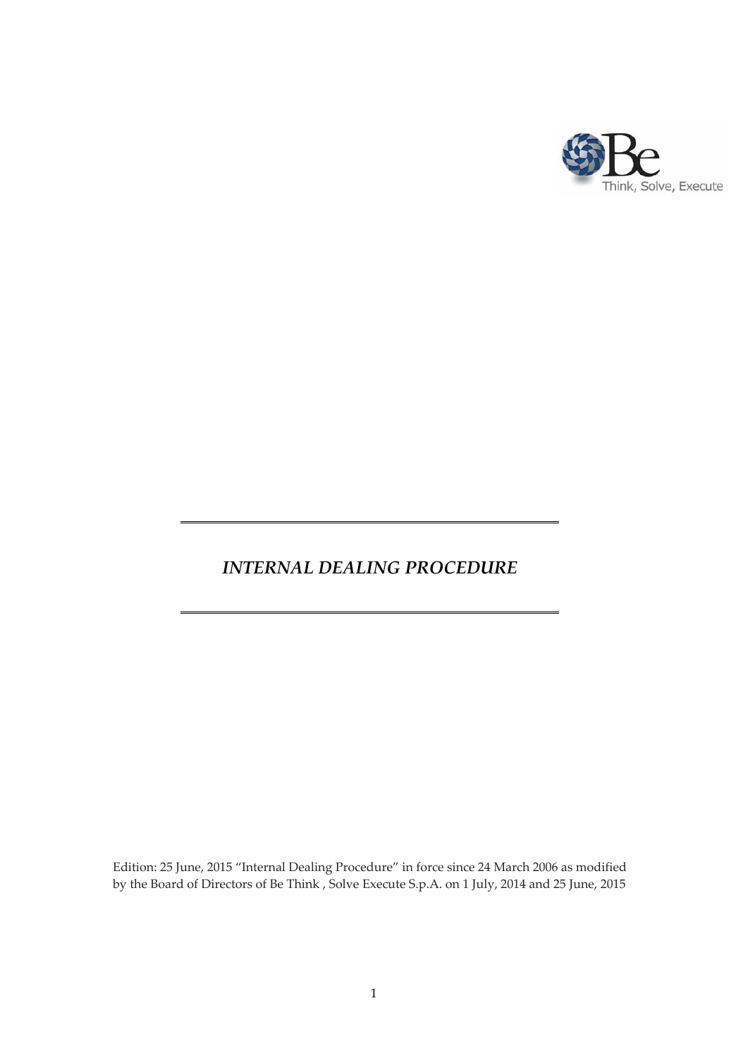Think, Solve, Execute

# *INTERNAL DEALING PROCEDURE*

Edition: 25 June, 2015 "Internal Dealing Procedure" in force since 24 March 2006 as modified by the Board of Directors of Be Think , Solve Execute S.p.A. on 1 July, 2014 and 25 June, 2015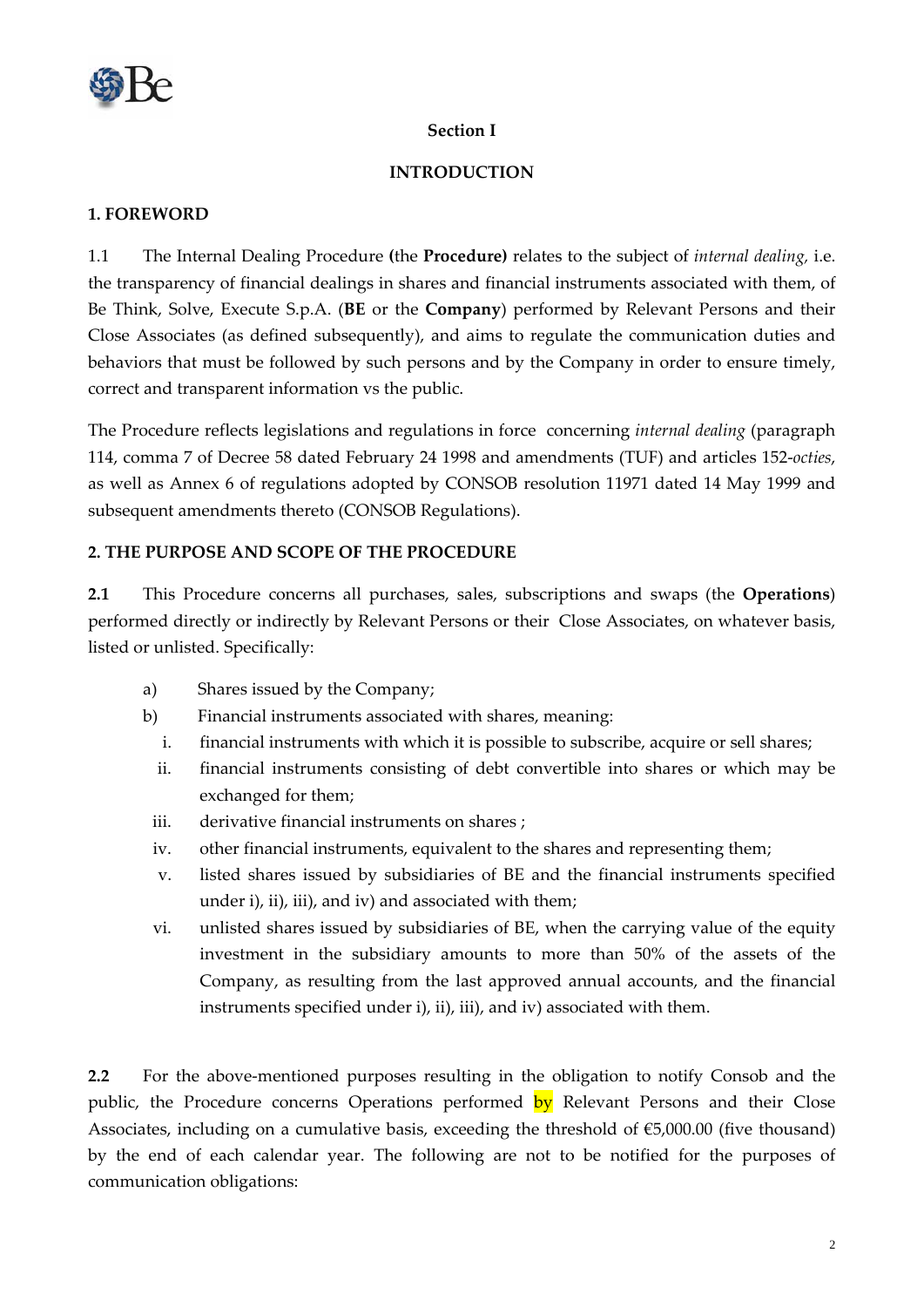## Section I

## INTRODUCTION

### 1. FOREWORD

1.1 The Internal Dealing Procedure **(**the **Procedure)** relates to the subject of *internal dealing,* i.e. the transparency of financial dealings in shares and financial instruments associated with them, of Be Think, Solve, Execute S.p.A. (**BE** or the **Company**) performed by Relevant Persons and their Close Associates (as defined subsequently), and aims to regulate the communication duties and behaviors that must be followed by such persons and by the Company in order to ensure timely, correct and transparent information vs the public.

The Procedure reflects legislations and regulations in force concerning *internal dealing* (paragraph 114, comma 7 of Decree 58 dated February 24 1998 and amendments (TUF) and articles 152-*octies*, as well as Annex 6 of regulations adopted by CONSOB resolution 11971 dated 14 May 1999 and subsequent amendments thereto (CONSOB Regulations).

### 2. THE PURPOSE AND SCOPE OF THE PROCEDURE

**2.1** This Procedure concerns all purchases, sales, subscriptions and swaps (the **Operations**) performed directly or indirectly by Relevant Persons or their Close Associates, on whatever basis, listed or unlisted. Specifically:

a) Shares issued by the Company;

b) Financial instruments associated with shares, meaning:

   i. financial instruments with which it is possible to subscribe, acquire or sell shares;

   ii. financial instruments consisting of debt convertible into shares or which may be exchanged for them;

   iii. derivative financial instruments on shares ;

   iv. other financial instruments, equivalent to the shares and representing them;

   v. listed shares issued by subsidiaries of BE and the financial instruments specified under i), ii), iii), and iv) and associated with them;

   vi. unlisted shares issued by subsidiaries of BE, when the carrying value of the equity investment in the subsidiary amounts to more than 50% of the assets of the Company, as resulting from the last approved annual accounts, and the financial instruments specified under i), ii), iii), and iv) associated with them.

**2.2** For the above-mentioned purposes resulting in the obligation to notify Consob and the public, the Procedure concerns Operations performed by Relevant Persons and their Close Associates, including on a cumulative basis, exceeding the threshold of €5,000.00 (five thousand) by the end of each calendar year. The following are not to be notified for the purposes of communication obligations: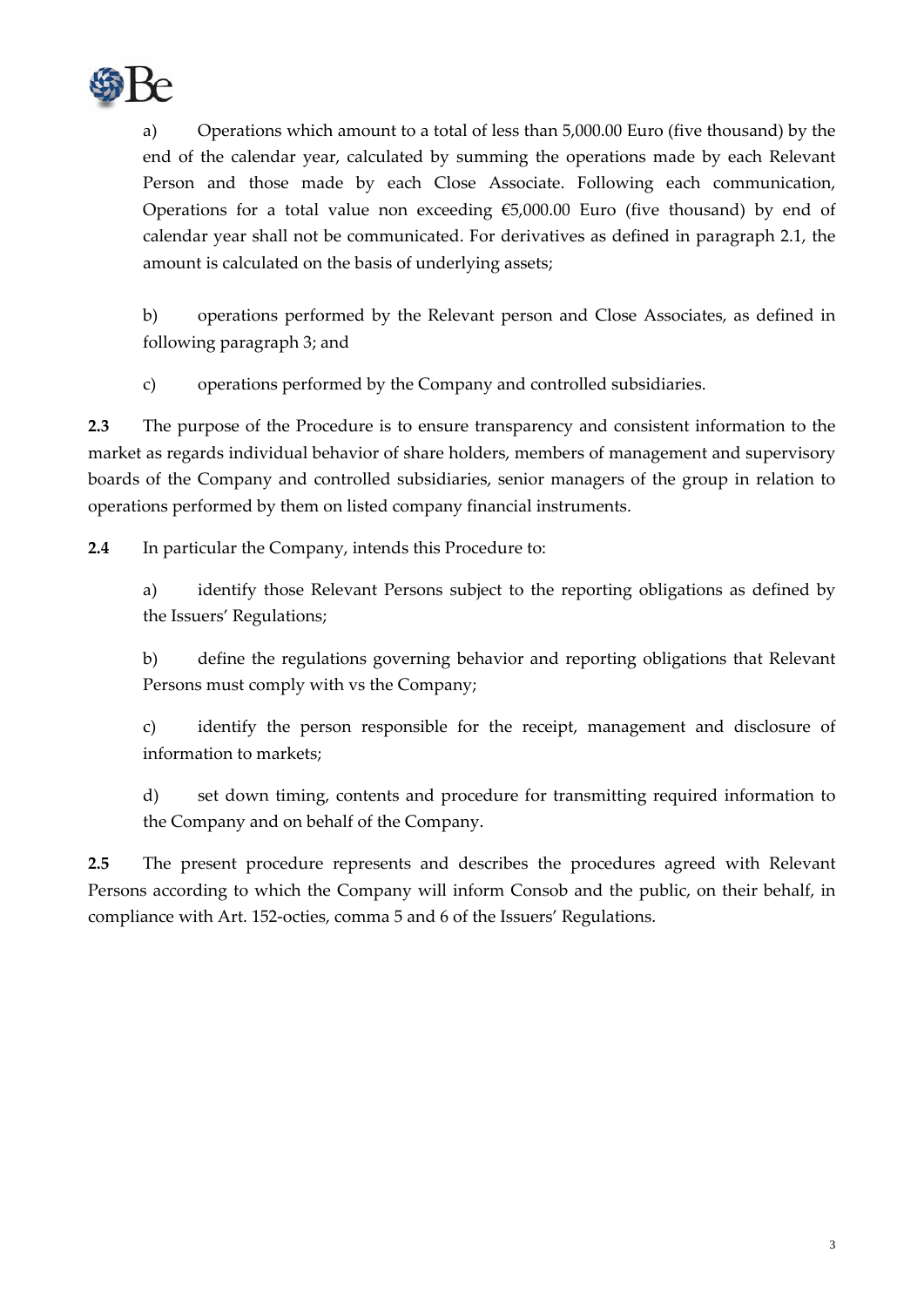a) Operations which amount to a total of less than 5,000.00 Euro (five thousand) by the end of the calendar year, calculated by summing the operations made by each Relevant Person and those made by each Close Associate. Following each communication, Operations for a total value non exceeding €5,000.00 Euro (five thousand) by end of calendar year shall not be communicated. For derivatives as defined in paragraph 2.1, the amount is calculated on the basis of underlying assets;

b) operations performed by the Relevant person and Close Associates, as defined in following paragraph 3; and

c) operations performed by the Company and controlled subsidiaries.

**2.3** The purpose of the Procedure is to ensure transparency and consistent information to the market as regards individual behavior of share holders, members of management and supervisory boards of the Company and controlled subsidiaries, senior managers of the group in relation to operations performed by them on listed company financial instruments.

**2.4** In particular the Company, intends this Procedure to:

a) identify those Relevant Persons subject to the reporting obligations as defined by the Issuers' Regulations;

b) define the regulations governing behavior and reporting obligations that Relevant Persons must comply with vs the Company;

c) identify the person responsible for the receipt, management and disclosure of information to markets;

d) set down timing, contents and procedure for transmitting required information to the Company and on behalf of the Company.

**2.5** The present procedure represents and describes the procedures agreed with Relevant Persons according to which the Company will inform Consob and the public, on their behalf, in compliance with Art. 152-octies, comma 5 and 6 of the Issuers' Regulations.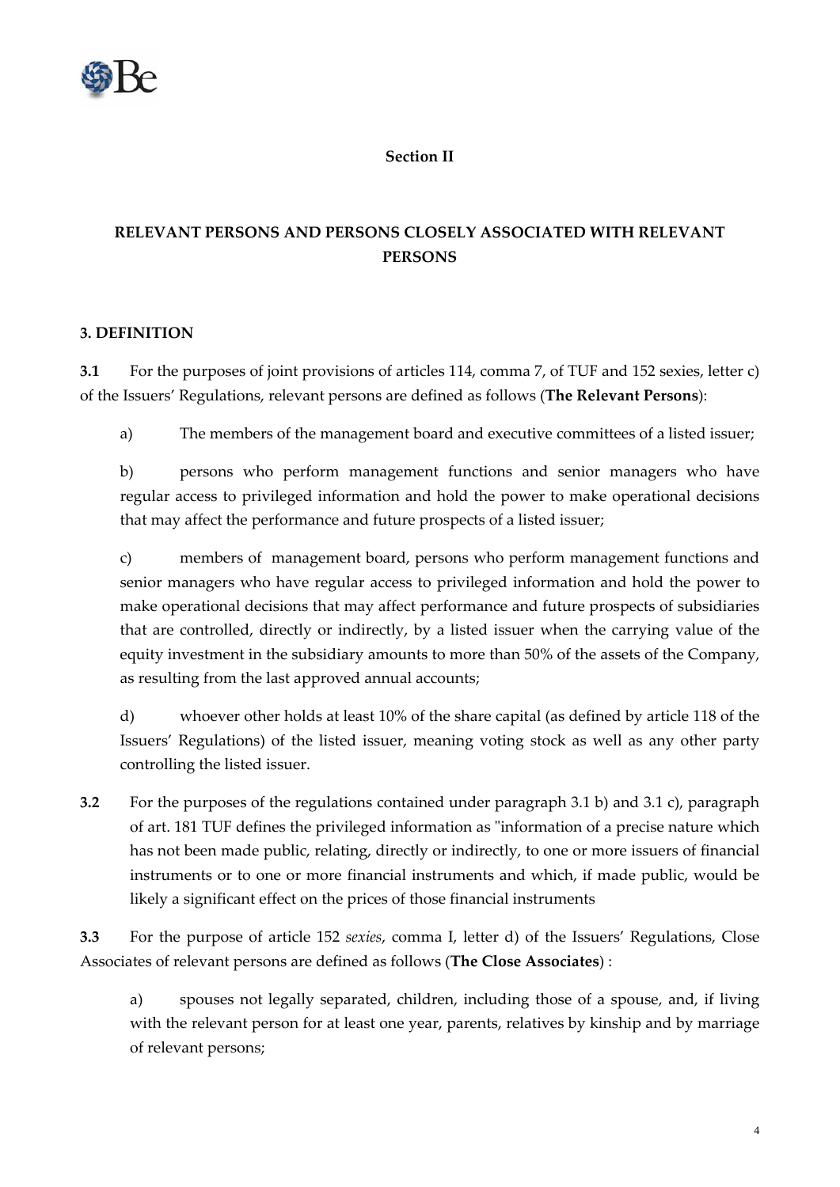## Section II

## RELEVANT PERSONS AND PERSONS CLOSELY ASSOCIATED WITH RELEVANT PERSONS

### 3. DEFINITION

**3.1** For the purposes of joint provisions of articles 114, comma 7, of TUF and 152 sexies, letter c) of the Issuers' Regulations, relevant persons are defined as follows (**The Relevant Persons**):

a) The members of the management board and executive committees of a listed issuer;

b) persons who perform management functions and senior managers who have regular access to privileged information and hold the power to make operational decisions that may affect the performance and future prospects of a listed issuer;

c) members of management board, persons who perform management functions and senior managers who have regular access to privileged information and hold the power to make operational decisions that may affect performance and future prospects of subsidiaries that are controlled, directly or indirectly, by a listed issuer when the carrying value of the equity investment in the subsidiary amounts to more than 50% of the assets of the Company, as resulting from the last approved annual accounts;

d) whoever other holds at least 10% of the share capital (as defined by article 118 of the Issuers' Regulations) of the listed issuer, meaning voting stock as well as any other party controlling the listed issuer.

**3.2** For the purposes of the regulations contained under paragraph 3.1 b) and 3.1 c), paragraph of art. 181 TUF defines the privileged information as "information of a precise nature which has not been made public, relating, directly or indirectly, to one or more issuers of financial instruments or to one or more financial instruments and which, if made public, would be likely a significant effect on the prices of those financial instruments

**3.3** For the purpose of article 152 *sexies*, comma I, letter d) of the Issuers' Regulations, Close Associates of relevant persons are defined as follows (**The Close Associates**) :

a) spouses not legally separated, children, including those of a spouse, and, if living with the relevant person for at least one year, parents, relatives by kinship and by marriage of relevant persons;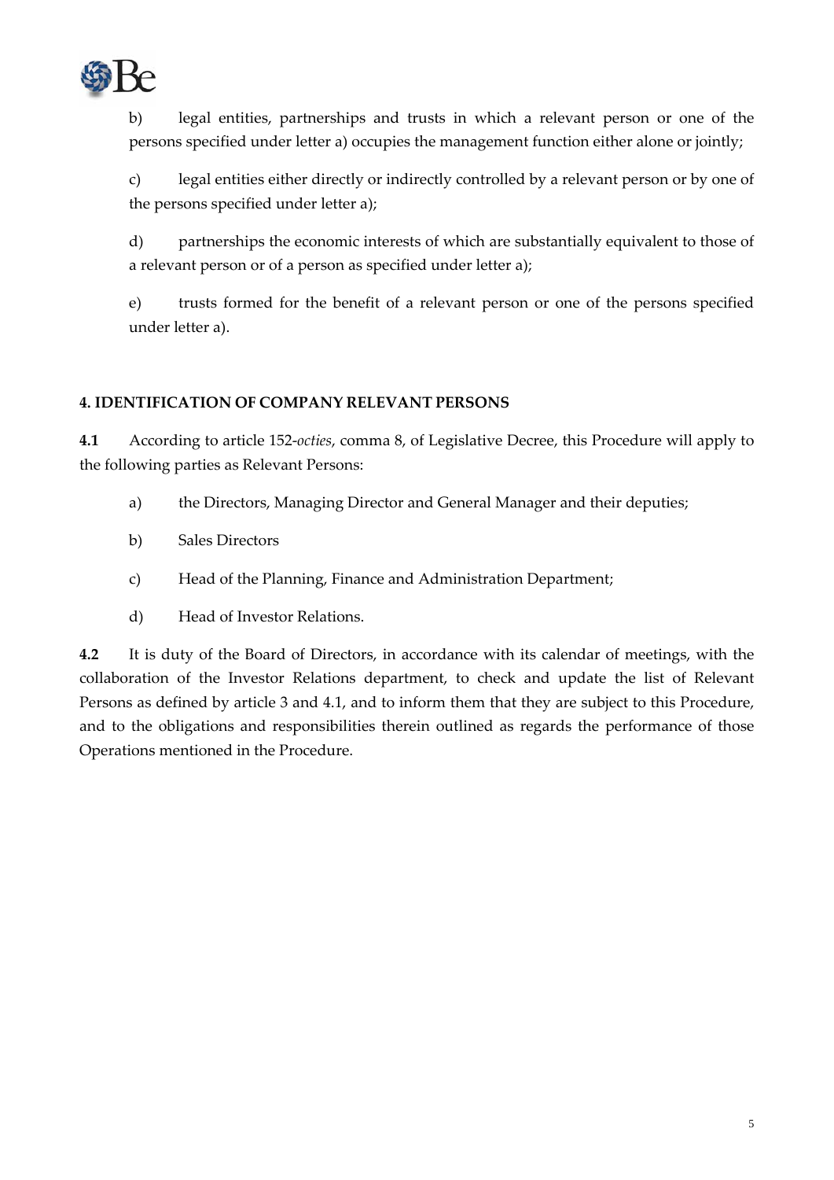b) legal entities, partnerships and trusts in which a relevant person or one of the persons specified under letter a) occupies the management function either alone or jointly;

c) legal entities either directly or indirectly controlled by a relevant person or by one of the persons specified under letter a);

d) partnerships the economic interests of which are substantially equivalent to those of a relevant person or of a person as specified under letter a);

e) trusts formed for the benefit of a relevant person or one of the persons specified under letter a).

## 4. IDENTIFICATION OF COMPANY RELEVANT PERSONS

**4.1** According to article 152-*octies*, comma 8, of Legislative Decree, this Procedure will apply to the following parties as Relevant Persons:

a) the Directors, Managing Director and General Manager and their deputies;

b) Sales Directors

c) Head of the Planning, Finance and Administration Department;

d) Head of Investor Relations.

**4.2** It is duty of the Board of Directors, in accordance with its calendar of meetings, with the collaboration of the Investor Relations department, to check and update the list of Relevant Persons as defined by article 3 and 4.1, and to inform them that they are subject to this Procedure, and to the obligations and responsibilities therein outlined as regards the performance of those Operations mentioned in the Procedure.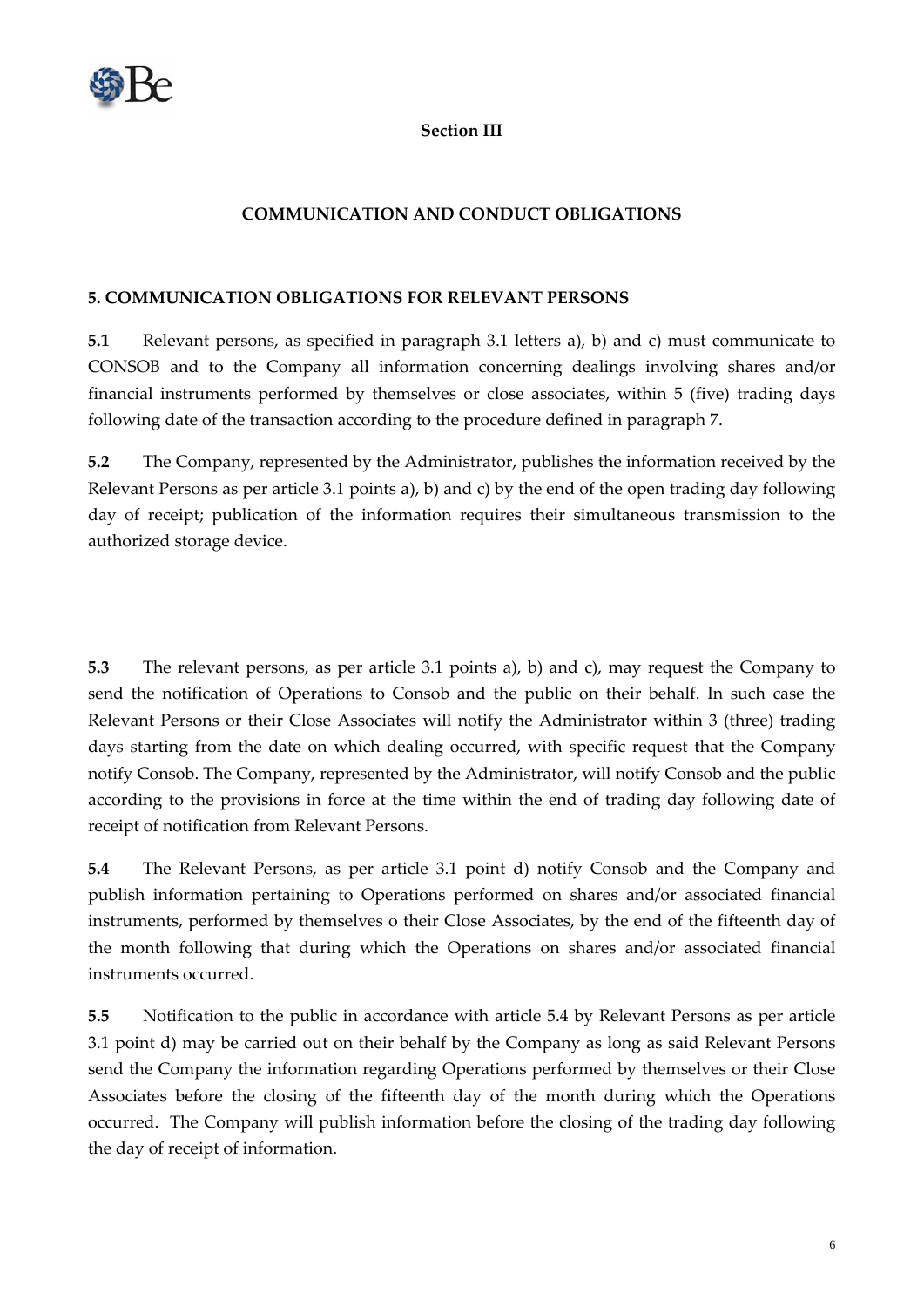## Section III

## COMMUNICATION AND CONDUCT OBLIGATIONS

### 5. COMMUNICATION OBLIGATIONS FOR RELEVANT PERSONS

**5.1** Relevant persons, as specified in paragraph 3.1 letters a), b) and c) must communicate to CONSOB and to the Company all information concerning dealings involving shares and/or financial instruments performed by themselves or close associates, within 5 (five) trading days following date of the transaction according to the procedure defined in paragraph 7.

**5.2** The Company, represented by the Administrator, publishes the information received by the Relevant Persons as per article 3.1 points a), b) and c) by the end of the open trading day following day of receipt; publication of the information requires their simultaneous transmission to the authorized storage device.

**5.3** The relevant persons, as per article 3.1 points a), b) and c), may request the Company to send the notification of Operations to Consob and the public on their behalf. In such case the Relevant Persons or their Close Associates will notify the Administrator within 3 (three) trading days starting from the date on which dealing occurred, with specific request that the Company notify Consob. The Company, represented by the Administrator, will notify Consob and the public according to the provisions in force at the time within the end of trading day following date of receipt of notification from Relevant Persons.

**5.4** The Relevant Persons, as per article 3.1 point d) notify Consob and the Company and publish information pertaining to Operations performed on shares and/or associated financial instruments, performed by themselves o their Close Associates, by the end of the fifteenth day of the month following that during which the Operations on shares and/or associated financial instruments occurred.

**5.5** Notification to the public in accordance with article 5.4 by Relevant Persons as per article 3.1 point d) may be carried out on their behalf by the Company as long as said Relevant Persons send the Company the information regarding Operations performed by themselves or their Close Associates before the closing of the fifteenth day of the month during which the Operations occurred. The Company will publish information before the closing of the trading day following the day of receipt of information.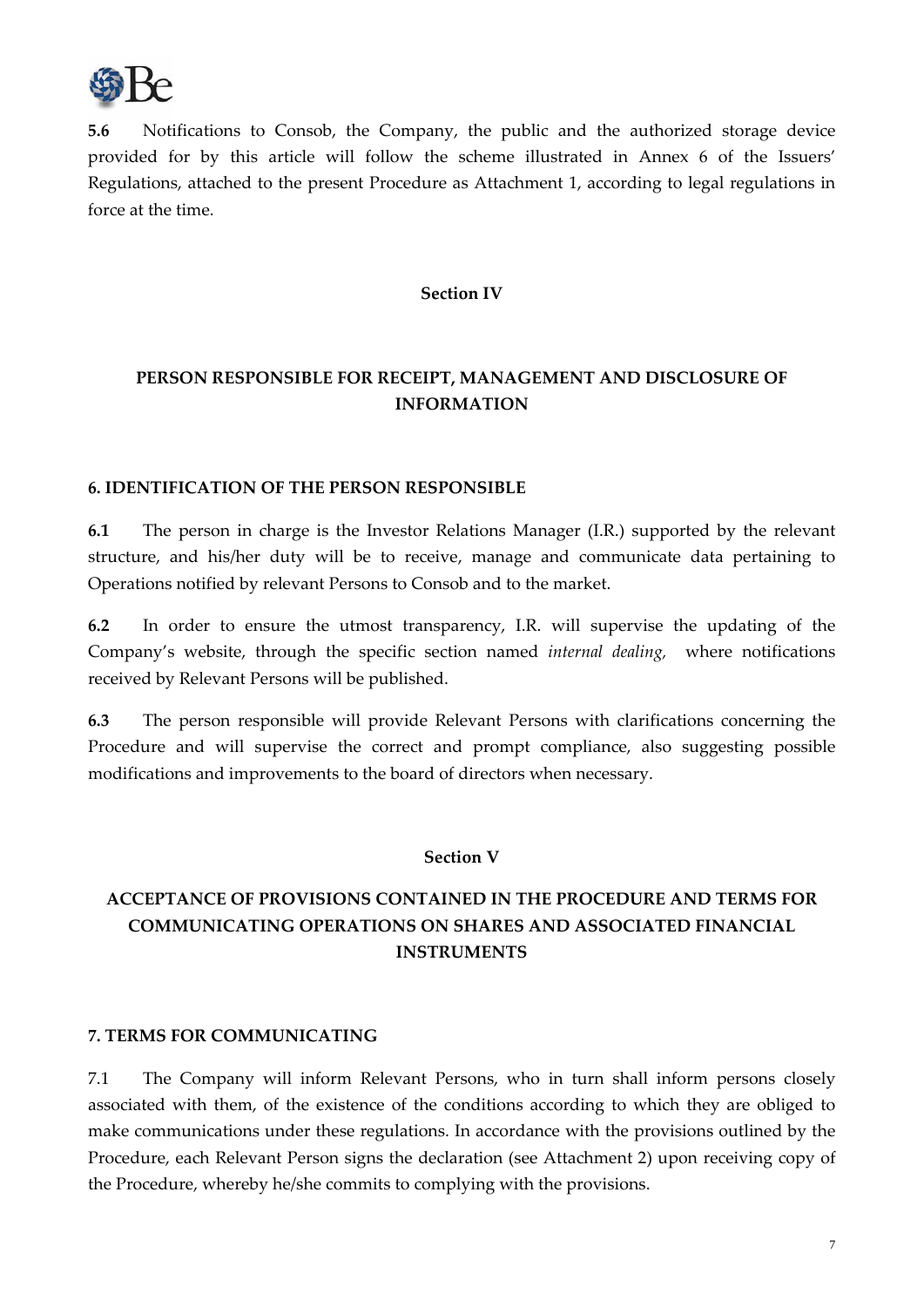**5.6** Notifications to Consob, the Company, the public and the authorized storage device provided for by this article will follow the scheme illustrated in Annex 6 of the Issuers' Regulations, attached to the present Procedure as Attachment 1, according to legal regulations in force at the time.

## Section IV

## PERSON RESPONSIBLE FOR RECEIPT, MANAGEMENT AND DISCLOSURE OF INFORMATION

### 6. IDENTIFICATION OF THE PERSON RESPONSIBLE

**6.1** The person in charge is the Investor Relations Manager (I.R.) supported by the relevant structure, and his/her duty will be to receive, manage and communicate data pertaining to Operations notified by relevant Persons to Consob and to the market.

**6.2** In order to ensure the utmost transparency, I.R. will supervise the updating of the Company's website, through the specific section named *internal dealing,* where notifications received by Relevant Persons will be published.

**6.3** The person responsible will provide Relevant Persons with clarifications concerning the Procedure and will supervise the correct and prompt compliance, also suggesting possible modifications and improvements to the board of directors when necessary.

## Section V

## ACCEPTANCE OF PROVISIONS CONTAINED IN THE PROCEDURE AND TERMS FOR COMMUNICATING OPERATIONS ON SHARES AND ASSOCIATED FINANCIAL INSTRUMENTS

### 7. TERMS FOR COMMUNICATING

7.1 The Company will inform Relevant Persons, who in turn shall inform persons closely associated with them, of the existence of the conditions according to which they are obliged to make communications under these regulations. In accordance with the provisions outlined by the Procedure, each Relevant Person signs the declaration (see Attachment 2) upon receiving copy of the Procedure, whereby he/she commits to complying with the provisions.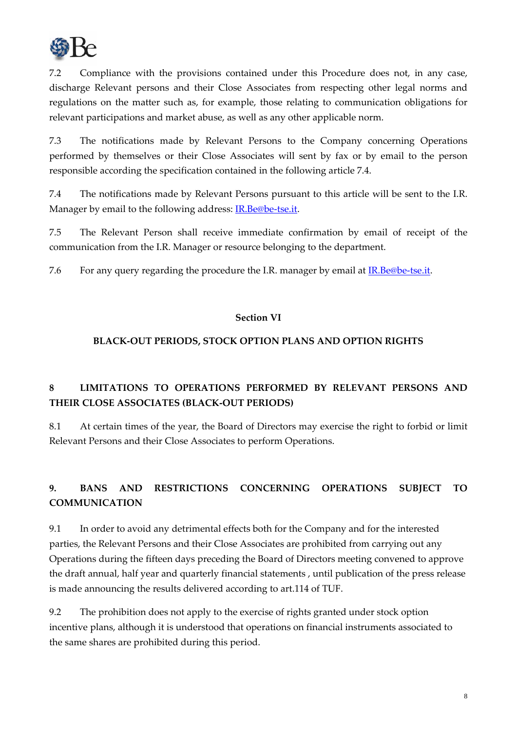7.2 Compliance with the provisions contained under this Procedure does not, in any case, discharge Relevant persons and their Close Associates from respecting other legal norms and regulations on the matter such as, for example, those relating to communication obligations for relevant participations and market abuse, as well as any other applicable norm.

7.3 The notifications made by Relevant Persons to the Company concerning Operations performed by themselves or their Close Associates will sent by fax or by email to the person responsible according the specification contained in the following article 7.4.

7.4 The notifications made by Relevant Persons pursuant to this article will be sent to the I.R. Manager by email to the following address: IR.Be@be-tse.it.

7.5 The Relevant Person shall receive immediate confirmation by email of receipt of the communication from the I.R. Manager or resource belonging to the department.

7.6 For any query regarding the procedure the I.R. manager by email at IR.Be@be-tse.it.

## Section VI

## BLACK-OUT PERIODS, STOCK OPTION PLANS AND OPTION RIGHTS

### 8 LIMITATIONS TO OPERATIONS PERFORMED BY RELEVANT PERSONS AND THEIR CLOSE ASSOCIATES (BLACK-OUT PERIODS)

8.1 At certain times of the year, the Board of Directors may exercise the right to forbid or limit Relevant Persons and their Close Associates to perform Operations.

### 9. BANS AND RESTRICTIONS CONCERNING OPERATIONS SUBJECT TO COMMUNICATION

9.1 In order to avoid any detrimental effects both for the Company and for the interested parties, the Relevant Persons and their Close Associates are prohibited from carrying out any Operations during the fifteen days preceding the Board of Directors meeting convened to approve the draft annual, half year and quarterly financial statements , until publication of the press release is made announcing the results delivered according to art.114 of TUF.

9.2 The prohibition does not apply to the exercise of rights granted under stock option incentive plans, although it is understood that operations on financial instruments associated to the same shares are prohibited during this period.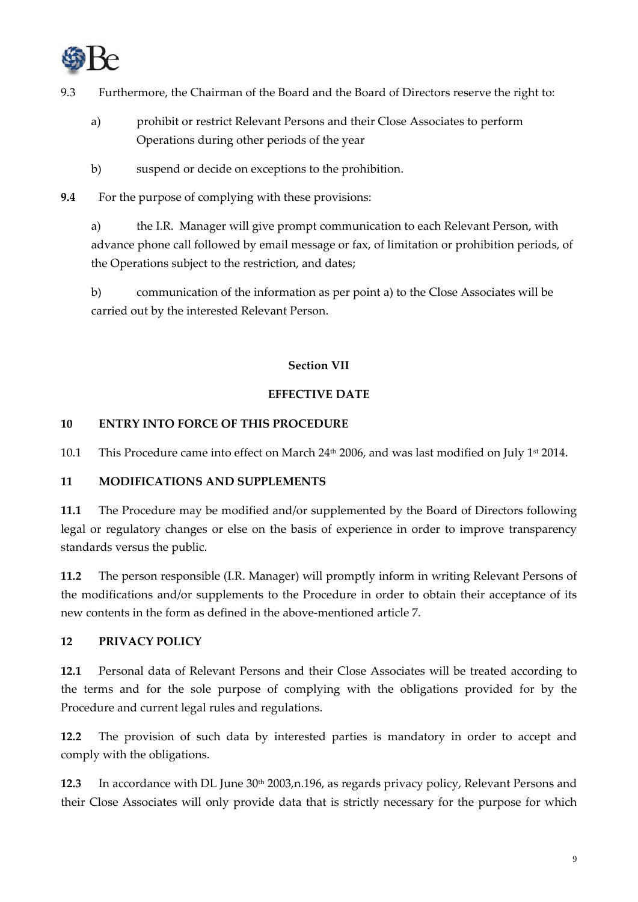9.3 Furthermore, the Chairman of the Board and the Board of Directors reserve the right to:

a) prohibit or restrict Relevant Persons and their Close Associates to perform Operations during other periods of the year

b) suspend or decide on exceptions to the prohibition.

**9.4** For the purpose of complying with these provisions:

a) the I.R. Manager will give prompt communication to each Relevant Person, with advance phone call followed by email message or fax, of limitation or prohibition periods, of the Operations subject to the restriction, and dates;

b) communication of the information as per point a) to the Close Associates will be carried out by the interested Relevant Person.

**Section VII**

**EFFECTIVE DATE**

## 10 ENTRY INTO FORCE OF THIS PROCEDURE

10.1 This Procedure came into effect on March 24th 2006, and was last modified on July 1st 2014.

## 11 MODIFICATIONS AND SUPPLEMENTS

**11.1** The Procedure may be modified and/or supplemented by the Board of Directors following legal or regulatory changes or else on the basis of experience in order to improve transparency standards versus the public.

**11.2** The person responsible (I.R. Manager) will promptly inform in writing Relevant Persons of the modifications and/or supplements to the Procedure in order to obtain their acceptance of its new contents in the form as defined in the above-mentioned article 7.

## 12 PRIVACY POLICY

**12.1** Personal data of Relevant Persons and their Close Associates will be treated according to the terms and for the sole purpose of complying with the obligations provided for by the Procedure and current legal rules and regulations.

**12.2** The provision of such data by interested parties is mandatory in order to accept and comply with the obligations.

**12.3** In accordance with DL June 30th 2003,n.196, as regards privacy policy, Relevant Persons and their Close Associates will only provide data that is strictly necessary for the purpose for which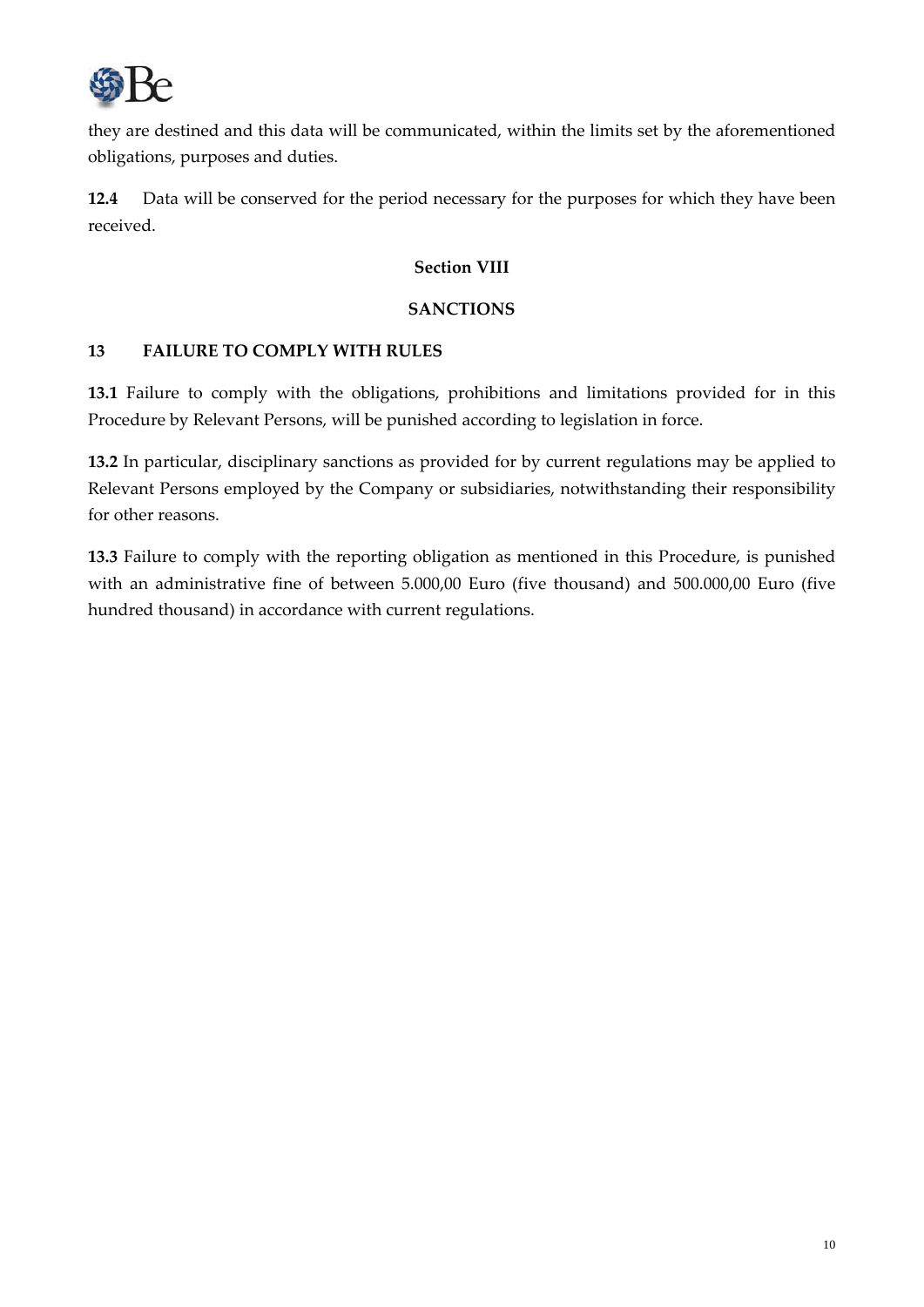they are destined and this data will be communicated, within the limits set by the aforementioned obligations, purposes and duties.

**12.4** Data will be conserved for the period necessary for the purposes for which they have been received.

## Section VIII

## SANCTIONS

### 13 FAILURE TO COMPLY WITH RULES

**13.1** Failure to comply with the obligations, prohibitions and limitations provided for in this Procedure by Relevant Persons, will be punished according to legislation in force.

**13.2** In particular, disciplinary sanctions as provided for by current regulations may be applied to Relevant Persons employed by the Company or subsidiaries, notwithstanding their responsibility for other reasons.

**13.3** Failure to comply with the reporting obligation as mentioned in this Procedure, is punished with an administrative fine of between 5.000,00 Euro (five thousand) and 500.000,00 Euro (five hundred thousand) in accordance with current regulations.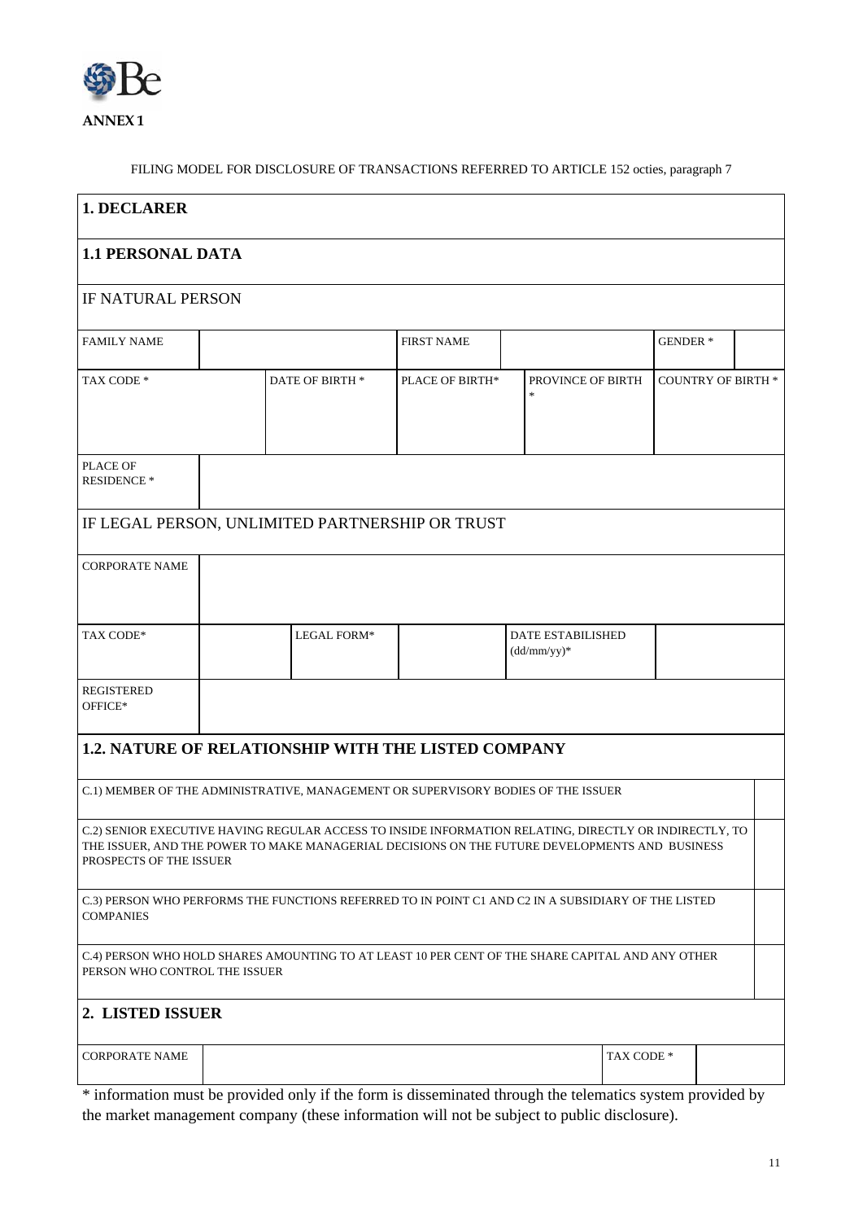**ANNEX 1**

FILING MODEL FOR DISCLOSURE OF TRANSACTIONS REFERRED TO ARTICLE 152 octies, paragraph 7

## 1. DECLARER

### 1.1 PERSONAL DATA

IF NATURAL PERSON

| FAMILY NAME | | FIRST NAME | | GENDER * | |
|---|---|---|---|---|---|
| TAX CODE * | DATE OF BIRTH * | PLACE OF BIRTH* | PROVINCE OF BIRTH * | COUNTRY OF BIRTH * | |
| | | | | | |
| PLACE OF RESIDENCE * | | | | | |

IF LEGAL PERSON, UNLIMITED PARTNERSHIP OR TRUST

| CORPORATE NAME | | | | | |
|---|---|---|---|---|---|
| TAX CODE* | | LEGAL FORM* | | DATE ESTABILISHED (dd/mm/yy)* | |
| REGISTERED OFFICE* | | | | | |

### 1.2. NATURE OF RELATIONSHIP WITH THE LISTED COMPANY

| | |
|---|---|
| C.1) MEMBER OF THE ADMINISTRATIVE, MANAGEMENT OR SUPERVISORY BODIES OF THE ISSUER | |
| C.2) SENIOR EXECUTIVE HAVING REGULAR ACCESS TO INSIDE INFORMATION RELATING, DIRECTLY OR INDIRECTLY, TO THE ISSUER, AND THE POWER TO MAKE MANAGERIAL DECISIONS ON THE FUTURE DEVELOPMENTS AND BUSINESS PROSPECTS OF THE ISSUER | |
| C.3) PERSON WHO PERFORMS THE FUNCTIONS REFERRED TO IN POINT C1 AND C2 IN A SUBSIDIARY OF THE LISTED COMPANIES | |
| C.4) PERSON WHO HOLD SHARES AMOUNTING TO AT LEAST 10 PER CENT OF THE SHARE CAPITAL AND ANY OTHER PERSON WHO CONTROL THE ISSUER | |

## 2. LISTED ISSUER

| CORPORATE NAME | | TAX CODE * | |
|---|---|---|---|

\* information must be provided only if the form is disseminated through the telematics system provided by the market management company (these information will not be subject to public disclosure).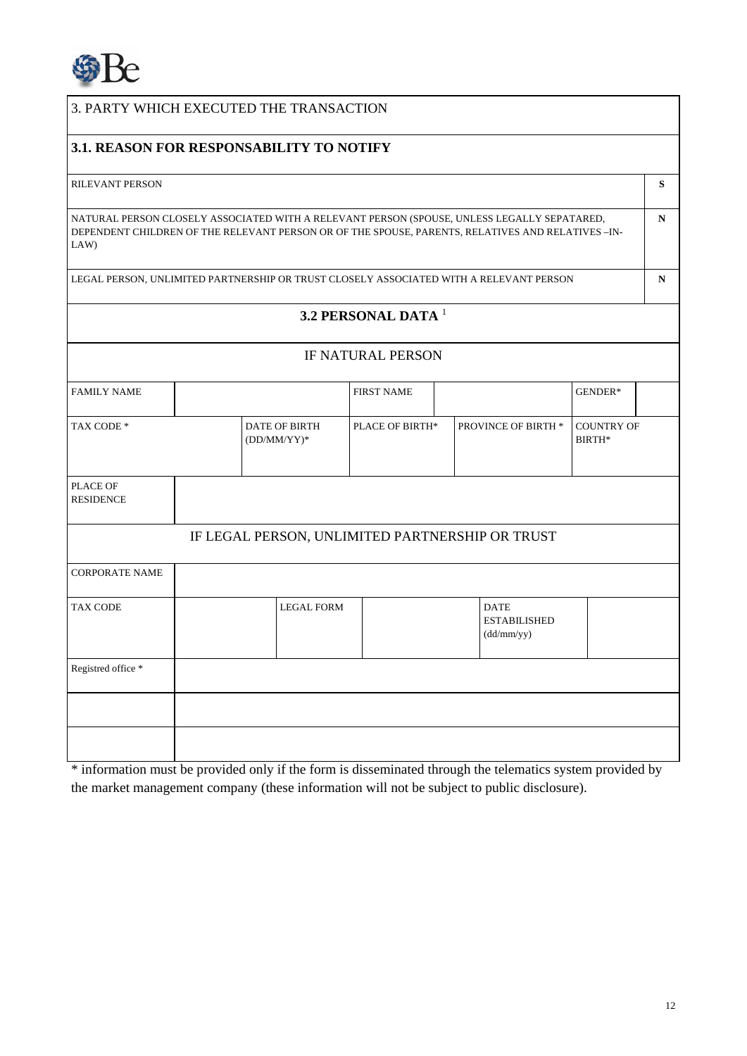## 3. PARTY WHICH EXECUTED THE TRANSACTION

### 3.1. REASON FOR RESPONSABILITY TO NOTIFY

| | |
|---|---|
| RILEVANT PERSON | S |
| NATURAL PERSON CLOSELY ASSOCIATED WITH A RELEVANT PERSON (SPOUSE, UNLESS LEGALLY SEPATARED, DEPENDENT CHILDREN OF THE RELEVANT PERSON OR OF THE SPOUSE, PARENTS, RELATIVES AND RELATIVES –IN-LAW) | N |
| LEGAL PERSON, UNLIMITED PARTNERSHIP OR TRUST CLOSELY ASSOCIATED WITH A RELEVANT PERSON | N |

### 3.2 PERSONAL DATA [1]

#### IF NATURAL PERSON

| | | | | | |
|---|---|---|---|---|---|
| FAMILY NAME | | FIRST NAME | | GENDER* | |
| TAX CODE * | DATE OF BIRTH (DD/MM/YY)* | PLACE OF BIRTH* | PROVINCE OF BIRTH * | COUNTRY OF BIRTH* | |
| PLACE OF RESIDENCE | | | | | |

#### IF LEGAL PERSON, UNLIMITED PARTNERSHIP OR TRUST

| | | | | | |
|---|---|---|---|---|---|
| CORPORATE NAME | | | | | |
| TAX CODE | | LEGAL FORM | | DATE ESTABILISHED (dd/mm/yy) | |
| Registred office * | | | | | |
| | | | | | |
| | | | | | |

* information must be provided only if the form is disseminated through the telematics system provided by the market management company (these information will not be subject to public disclosure).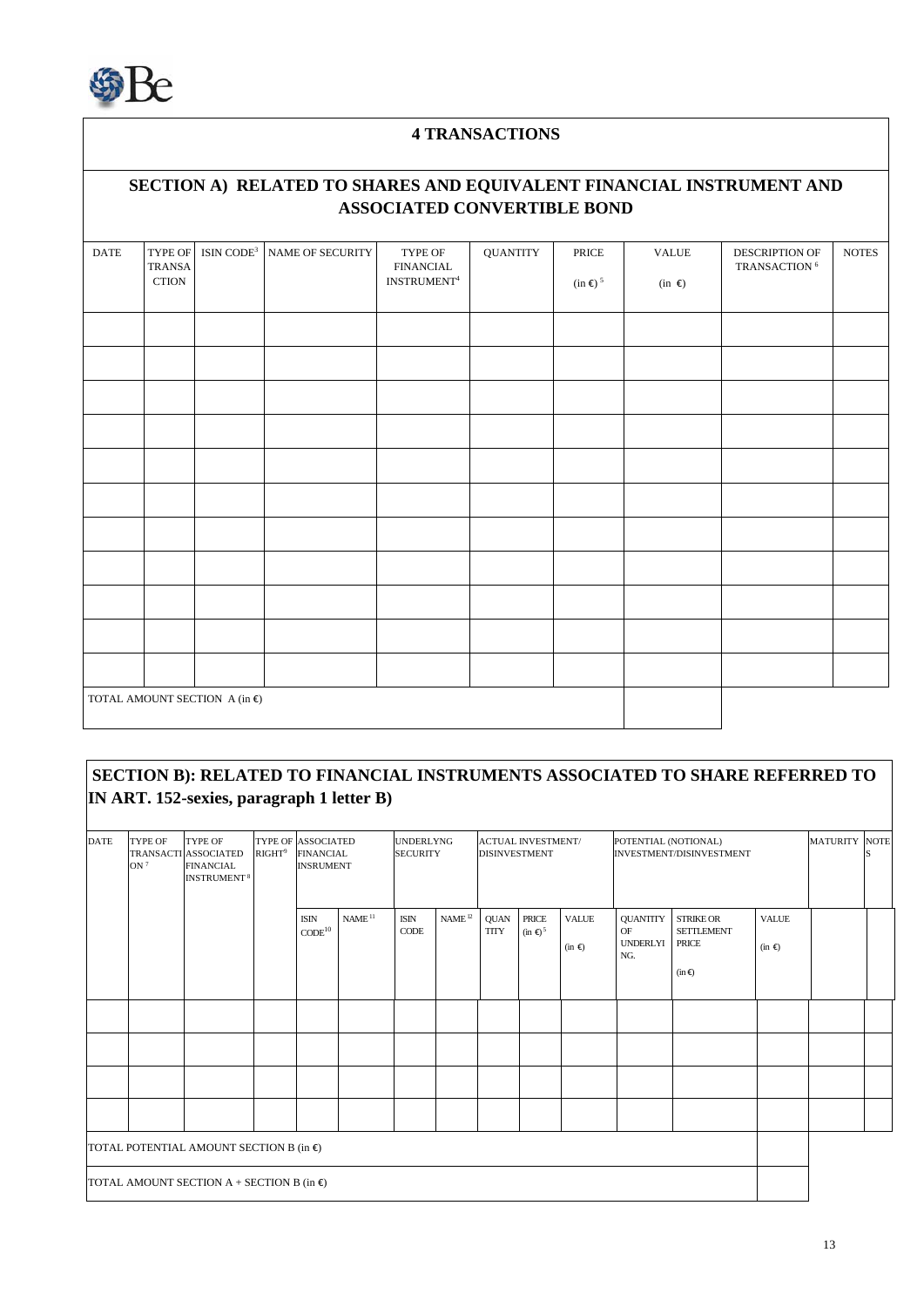## 4 TRANSACTIONS

### SECTION A) RELATED TO SHARES AND EQUIVALENT FINANCIAL INSTRUMENT AND ASSOCIATED CONVERTIBLE BOND

| DATE | TYPE OF TRANSACTION | ISIN CODE[3] | NAME OF SECURITY | TYPE OF FINANCIAL INSTRUMENT[4] | QUANTITY | PRICE (in €)[5] | VALUE (in €) | DESCRIPTION OF TRANSACTION[6] | NOTES |
|---|---|---|---|---|---|---|---|---|---|
| | | | | | | | | | |
| | | | | | | | | | |
| | | | | | | | | | |
| | | | | | | | | | |
| | | | | | | | | | |
| | | | | | | | | | |
| | | | | | | | | | |
| | | | | | | | | | |
| | | | | | | | | | |
| | | | | | | | | | |
| | | | | | | | | | |
| TOTAL AMOUNT SECTION A (in €) | | | | | | | | | |

### SECTION B): RELATED TO FINANCIAL INSTRUMENTS ASSOCIATED TO SHARE REFERRED TO IN ART. 152-sexies, paragraph 1 letter B)

| DATE | TYPE OF TRANSACTION[7] | TYPE OF ASSOCIATED FINANCIAL INSTRUMENT[8] | TYPE OF RIGHT[9] | ASSOCIATED FINANCIAL INSRUMENT | | UNDERLYNG SECURITY | | ACTUAL INVESTMENT/ DISINVESTMENT | | | POTENTIAL (NOTIONAL) INVESTMENT/DISINVESTMENT | | | MATURITY | NOTES |
|---|---|---|---|---|---|---|---|---|---|---|---|---|---|---|---|
| | | | | ISIN CODE[10] | NAME[11] | ISIN CODE | NAME[12] | QUANTITY | PRICE (in €)[5] | VALUE (in €) | QUANTITY OF UNDERLYING. | STRIKE OR SETTLEMENT PRICE (in €) | VALUE (in €) | | |
| | | | | | | | | | | | | | | | |
| | | | | | | | | | | | | | | | |
| | | | | | | | | | | | | | | | |
| | | | | | | | | | | | | | | | |
| TOTAL POTENTIAL AMOUNT SECTION B (in €) | | | | | | | | | | | | | | | |
| TOTAL AMOUNT SECTION A + SECTION B (in €) | | | | | | | | | | | | | | | |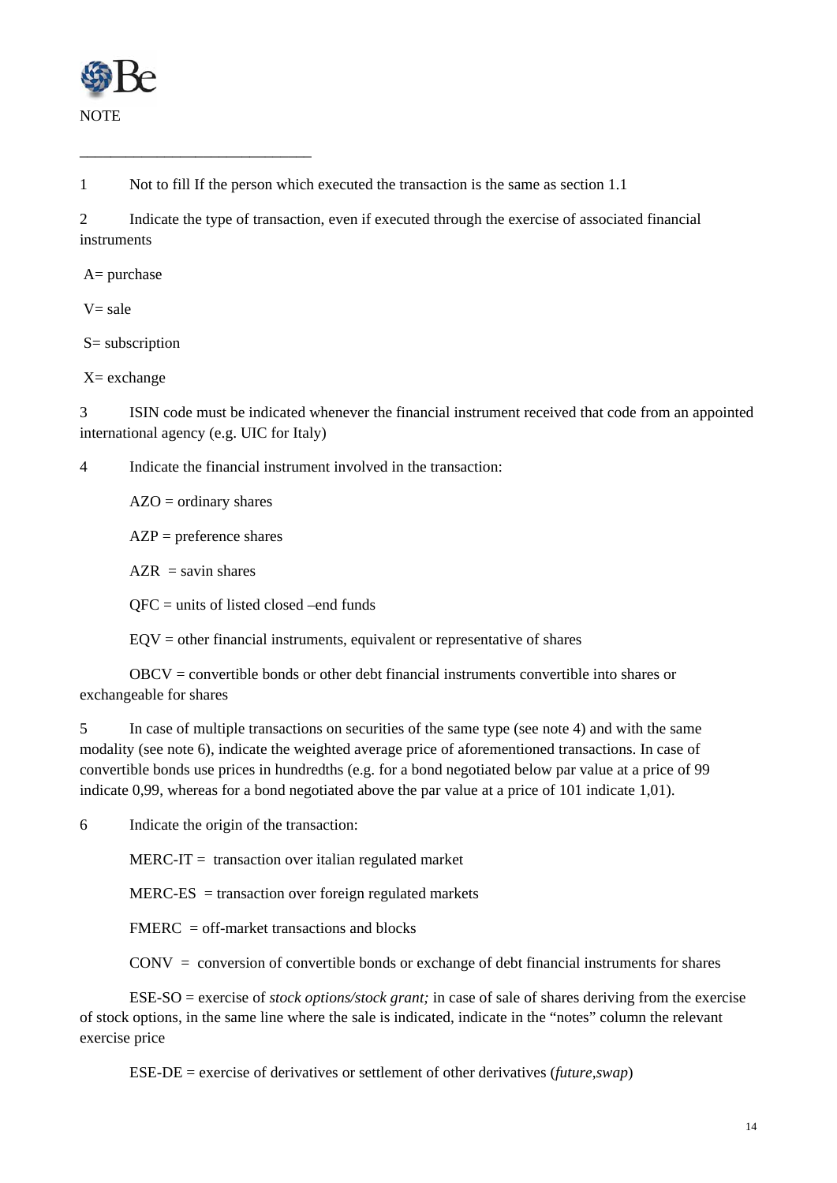NOTE

---

1 Not to fill If the person which executed the transaction is the same as section 1.1

2 Indicate the type of transaction, even if executed through the exercise of associated financial instruments

A= purchase

V= sale

S= subscription

X= exchange

3 ISIN code must be indicated whenever the financial instrument received that code from an appointed international agency (e.g. UIC for Italy)

4 Indicate the financial instrument involved in the transaction:

AZO = ordinary shares

AZP = preference shares

AZR = savin shares

QFC = units of listed closed –end funds

EQV = other financial instruments, equivalent or representative of shares

OBCV = convertible bonds or other debt financial instruments convertible into shares or exchangeable for shares

5 In case of multiple transactions on securities of the same type (see note 4) and with the same modality (see note 6), indicate the weighted average price of aforementioned transactions. In case of convertible bonds use prices in hundredths (e.g. for a bond negotiated below par value at a price of 99 indicate 0,99, whereas for a bond negotiated above the par value at a price of 101 indicate 1,01).

6 Indicate the origin of the transaction:

MERC-IT = transaction over italian regulated market

MERC-ES = transaction over foreign regulated markets

FMERC = off-market transactions and blocks

CONV = conversion of convertible bonds or exchange of debt financial instruments for shares

ESE-SO = exercise of *stock options/stock grant;* in case of sale of shares deriving from the exercise of stock options, in the same line where the sale is indicated, indicate in the "notes" column the relevant exercise price

ESE-DE = exercise of derivatives or settlement of other derivatives (*future*,*swap*)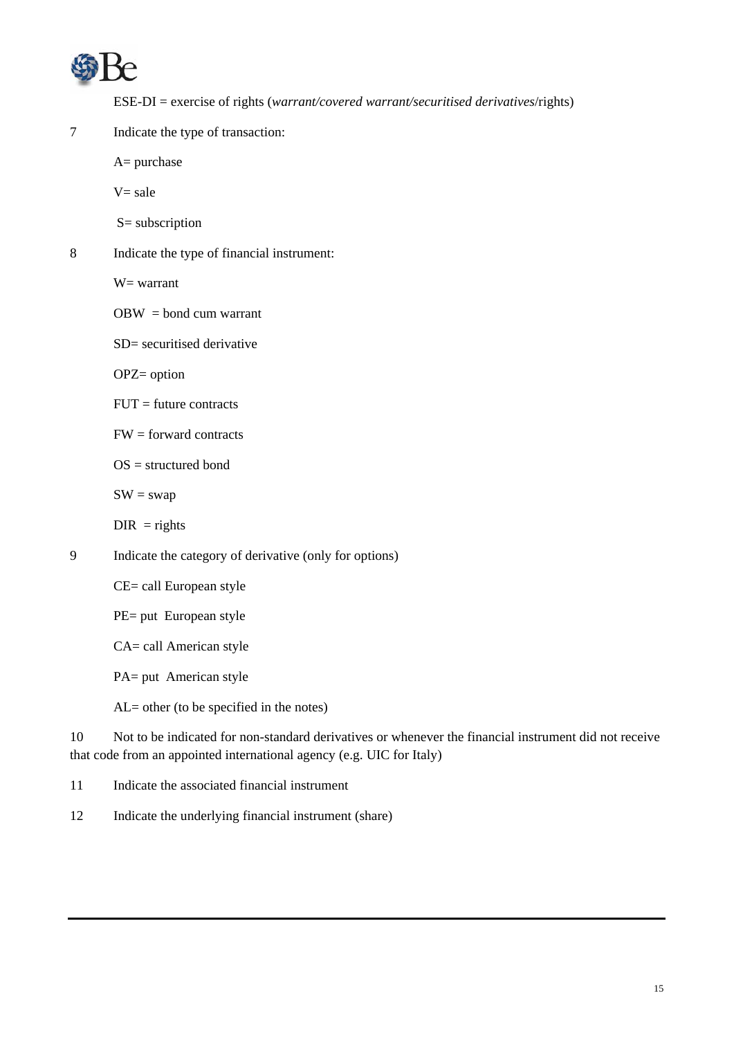ESE-DI = exercise of rights (*warrant/covered warrant/securitised derivatives*/rights)

7 Indicate the type of transaction:

A= purchase

V= sale

S= subscription

8 Indicate the type of financial instrument:

W= warrant

OBW = bond cum warrant

SD= securitised derivative

OPZ= option

FUT = future contracts

FW = forward contracts

OS = structured bond

SW = swap

DIR = rights

9 Indicate the category of derivative (only for options)

CE= call European style

PE= put European style

CA= call American style

PA= put American style

AL= other (to be specified in the notes)

10 Not to be indicated for non-standard derivatives or whenever the financial instrument did not receive that code from an appointed international agency (e.g. UIC for Italy)

11 Indicate the associated financial instrument

12 Indicate the underlying financial instrument (share)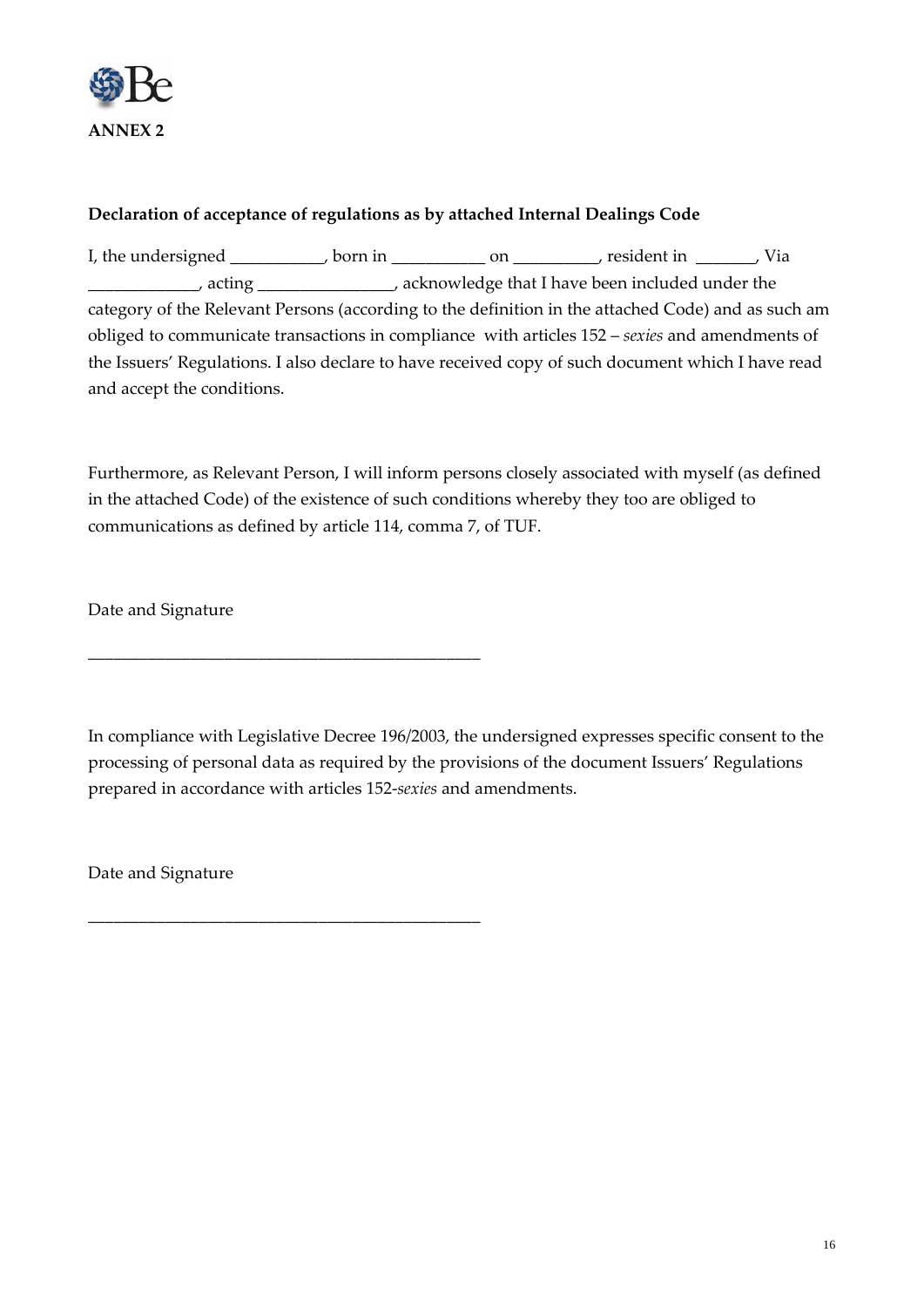**ANNEX 2**

**Declaration of acceptance of regulations as by attached Internal Dealings Code**

I, the undersigned ___________, born in ___________ on __________, resident in _______, Via _____________, acting ________________, acknowledge that I have been included under the category of the Relevant Persons (according to the definition in the attached Code) and as such am obliged to communicate transactions in compliance with articles 152 – *sexies* and amendments of the Issuers' Regulations. I also declare to have received copy of such document which I have read and accept the conditions.

Furthermore, as Relevant Person, I will inform persons closely associated with myself (as defined in the attached Code) of the existence of such conditions whereby they too are obliged to communications as defined by article 114, comma 7, of TUF.

Date and Signature

_______________________________________________

In compliance with Legislative Decree 196/2003, the undersigned expresses specific consent to the processing of personal data as required by the provisions of the document Issuers' Regulations prepared in accordance with articles 152-*sexies* and amendments.

Date and Signature

_______________________________________________